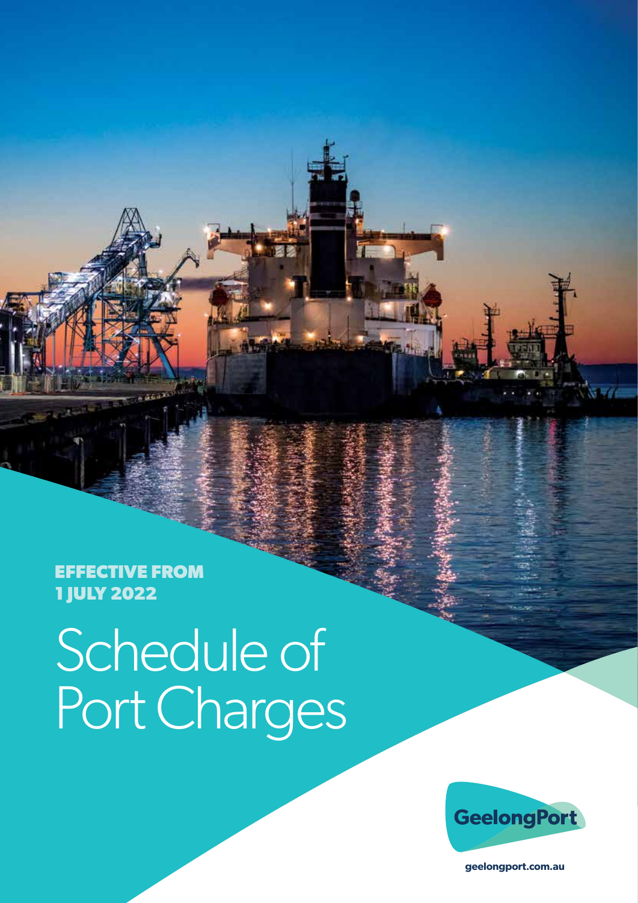**EFFECTIVE FROM 1 JULY 2022**

# Schedule of Port Charges

GeelongPort

geelongport.com.au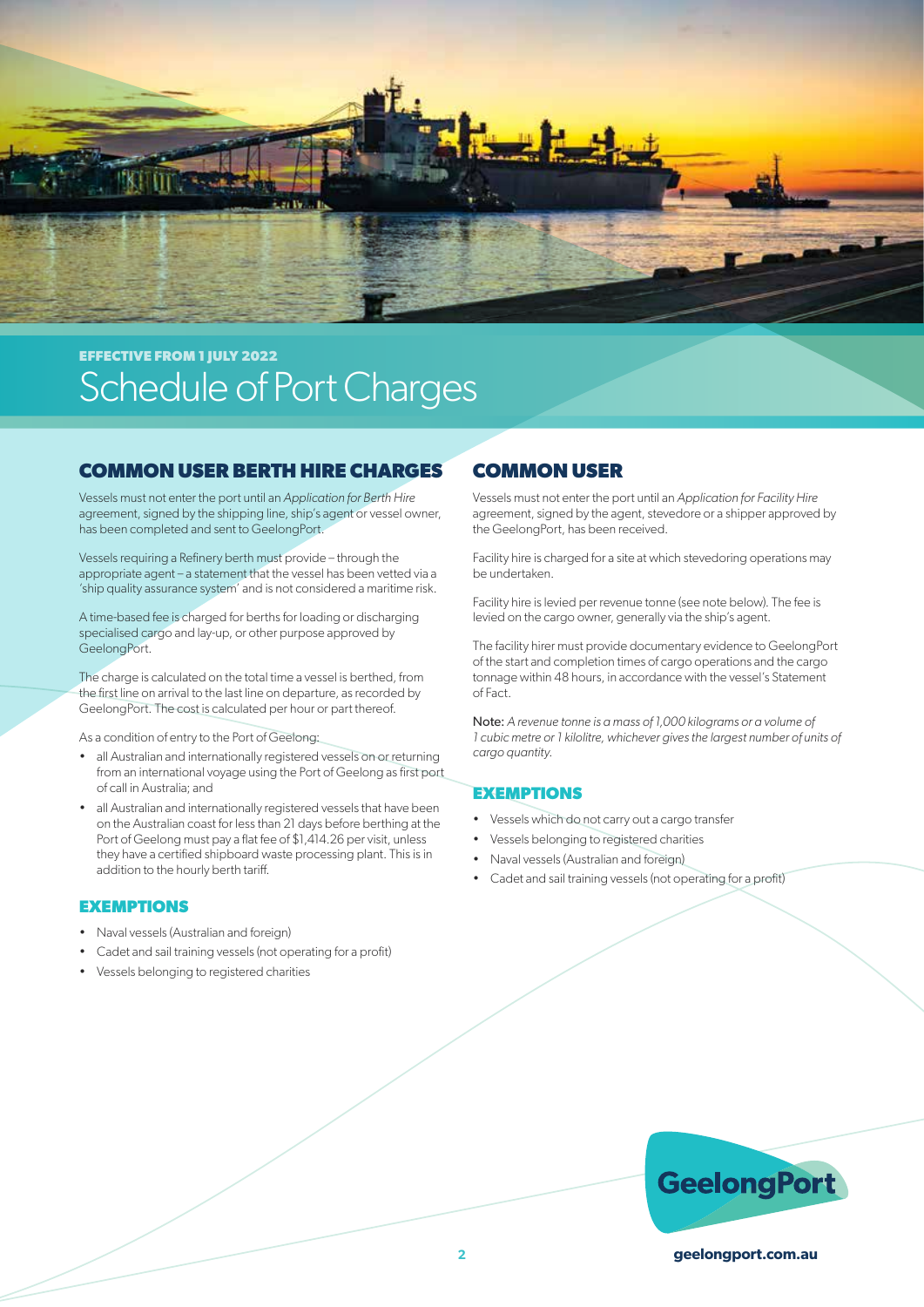EFFECTIVE FROM 1 JULY 2022

# Schedule of Port Charges

## COMMON USER BERTH HIRE CHARGES

Vessels must not enter the port until an *Application for Berth Hire* agreement, signed by the shipping line, ship's agent or vessel owner, has been completed and sent to GeelongPort.

Vessels requiring a Refinery berth must provide – through the appropriate agent – a statement that the vessel has been vetted via a 'ship quality assurance system' and is not considered a maritime risk.

A time-based fee is charged for berths for loading or discharging specialised cargo and lay-up, or other purpose approved by GeelongPort.

The charge is calculated on the total time a vessel is berthed, from the first line on arrival to the last line on departure, as recorded by GeelongPort. The cost is calculated per hour or part thereof.

As a condition of entry to the Port of Geelong:

- all Australian and internationally registered vessels on or returning from an international voyage using the Port of Geelong as first port of call in Australia; and
- all Australian and internationally registered vessels that have been on the Australian coast for less than 21 days before berthing at the Port of Geelong must pay a flat fee of $1,414.26 per visit, unless they have a certified shipboard waste processing plant. This is in addition to the hourly berth tariff.

### EXEMPTIONS

- Naval vessels (Australian and foreign)
- Cadet and sail training vessels (not operating for a profit)
- Vessels belonging to registered charities

## COMMON USER

Vessels must not enter the port until an *Application for Facility Hire* agreement, signed by the agent, stevedore or a shipper approved by the GeelongPort, has been received.

Facility hire is charged for a site at which stevedoring operations may be undertaken.

Facility hire is levied per revenue tonne (see note below). The fee is levied on the cargo owner, generally via the ship's agent.

The facility hirer must provide documentary evidence to GeelongPort of the start and completion times of cargo operations and the cargo tonnage within 48 hours, in accordance with the vessel's Statement of Fact.

Note: *A revenue tonne is a mass of 1,000 kilograms or a volume of 1 cubic metre or 1 kilolitre, whichever gives the largest number of units of cargo quantity.*

### EXEMPTIONS

- Vessels which do not carry out a cargo transfer
- Vessels belonging to registered charities
- Naval vessels (Australian and foreign)
- Cadet and sail training vessels (not operating for a profit)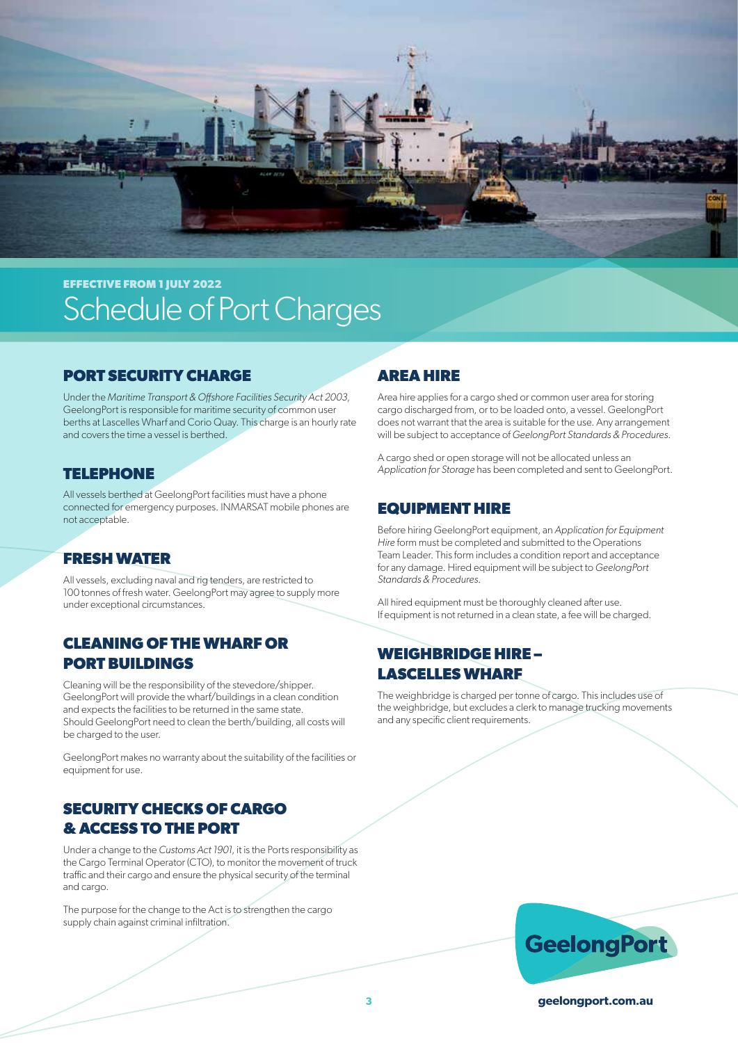EFFECTIVE FROM 1 JULY 2022

# Schedule of Port Charges

## PORT SECURITY CHARGE

Under the *Maritime Transport & Offshore Facilities Security Act 2003*, GeelongPort is responsible for maritime security of common user berths at Lascelles Wharf and Corio Quay. This charge is an hourly rate and covers the time a vessel is berthed.

## TELEPHONE

All vessels berthed at GeelongPort facilities must have a phone connected for emergency purposes. INMARSAT mobile phones are not acceptable.

## FRESH WATER

All vessels, excluding naval and rig tenders, are restricted to 100 tonnes of fresh water. GeelongPort may agree to supply more under exceptional circumstances.

## CLEANING OF THE WHARF OR PORT BUILDINGS

Cleaning will be the responsibility of the stevedore/shipper. GeelongPort will provide the wharf/buildings in a clean condition and expects the facilities to be returned in the same state. Should GeelongPort need to clean the berth/building, all costs will be charged to the user.

GeelongPort makes no warranty about the suitability of the facilities or equipment for use.

## SECURITY CHECKS OF CARGO & ACCESS TO THE PORT

Under a change to the *Customs Act 1901*, it is the Ports responsibility as the Cargo Terminal Operator (CTO), to monitor the movement of truck traffic and their cargo and ensure the physical security of the terminal and cargo.

The purpose for the change to the Act is to strengthen the cargo supply chain against criminal infiltration.

## AREA HIRE

Area hire applies for a cargo shed or common user area for storing cargo discharged from, or to be loaded onto, a vessel. GeelongPort does not warrant that the area is suitable for the use. Any arrangement will be subject to acceptance of *GeelongPort Standards & Procedures*.

A cargo shed or open storage will not be allocated unless an *Application for Storage* has been completed and sent to GeelongPort.

## EQUIPMENT HIRE

Before hiring GeelongPort equipment, an *Application for Equipment Hire* form must be completed and submitted to the Operations Team Leader. This form includes a condition report and acceptance for any damage. Hired equipment will be subject to *GeelongPort Standards & Procedures*.

All hired equipment must be thoroughly cleaned after use. If equipment is not returned in a clean state, a fee will be charged.

## WEIGHBRIDGE HIRE – LASCELLES WHARF

The weighbridge is charged per tonne of cargo. This includes use of the weighbridge, but excludes a clerk to manage trucking movements and any specific client requirements.

GeelongPort

geelongport.com.au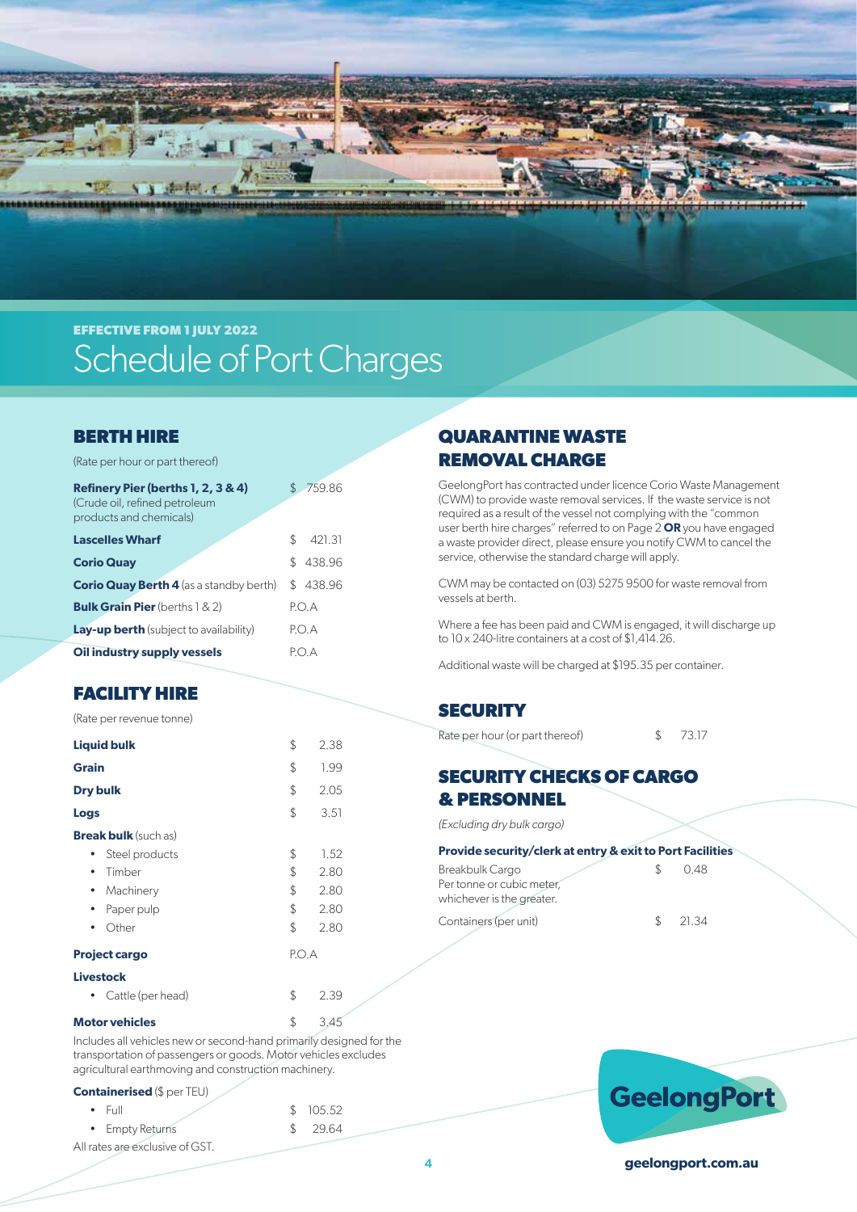EFFECTIVE FROM 1 JULY 2022

# Schedule of Port Charges

## BERTH HIRE

(Rate per hour or part thereof)

| | |
|---|---|
| **Refinery Pier (berths 1, 2, 3 & 4)** (Crude oil, refined petroleum products and chemicals) | $ 759.86 |
| **Lascelles Wharf** | $ 421.31 |
| **Corio Quay** | $ 438.96 |
| **Corio Quay Berth 4** (as a standby berth) | $ 438.96 |
| **Bulk Grain Pier** (berths 1 & 2) | P.O.A |
| **Lay-up berth** (subject to availability) | P.O.A |
| **Oil industry supply vessels** | P.O.A |

## FACILITY HIRE

(Rate per revenue tonne)

| | |
|---|---|
| **Liquid bulk** | $ 2.38 |
| **Grain** | $ 1.99 |
| **Dry bulk** | $ 2.05 |
| **Logs** | $ 3.51 |
| **Break bulk** (such as) | |
| • Steel products | $ 1.52 |
| • Timber | $ 2.80 |
| • Machinery | $ 2.80 |
| • Paper pulp | $ 2.80 |
| • Other | $ 2.80 |
| **Project cargo** | P.O.A |
| **Livestock** | |
| • Cattle (per head) | $ 2.39 |
| **Motor vehicles** | $ 3.45 |

Includes all vehicles new or second-hand primarily designed for the transportation of passengers or goods. Motor vehicles excludes agricultural earthmoving and construction machinery.

| **Containerised** ($ per TEU) | |
|---|---|
| • Full | $ 105.52 |
| • Empty Returns | $ 29.64 |

All rates are exclusive of GST.

## QUARANTINE WASTE REMOVAL CHARGE

GeelongPort has contracted under licence Corio Waste Management (CWM) to provide waste removal services. If the waste service is not required as a result of the vessel not complying with the "common user berth hire charges" referred to on Page 2 **OR** you have engaged a waste provider direct, please ensure you notify CWM to cancel the service, otherwise the standard charge will apply.

CWM may be contacted on (03) 5275 9500 for waste removal from vessels at berth.

Where a fee has been paid and CWM is engaged, it will discharge up to 10 x 240-litre containers at a cost of $1,414.26.

Additional waste will be charged at $195.35 per container.

## SECURITY

| | |
|---|---|
| Rate per hour (or part thereof) | $ 73.17 |

## SECURITY CHECKS OF CARGO & PERSONNEL

*(Excluding dry bulk cargo)*

| **Provide security/clerk at entry & exit to Port Facilities** | |
|---|---|
| Breakbulk Cargo Per tonne or cubic meter, whichever is the greater. | $ 0.48 |
| Containers (per unit) | $ 21.34 |

GeelongPort

geelongport.com.au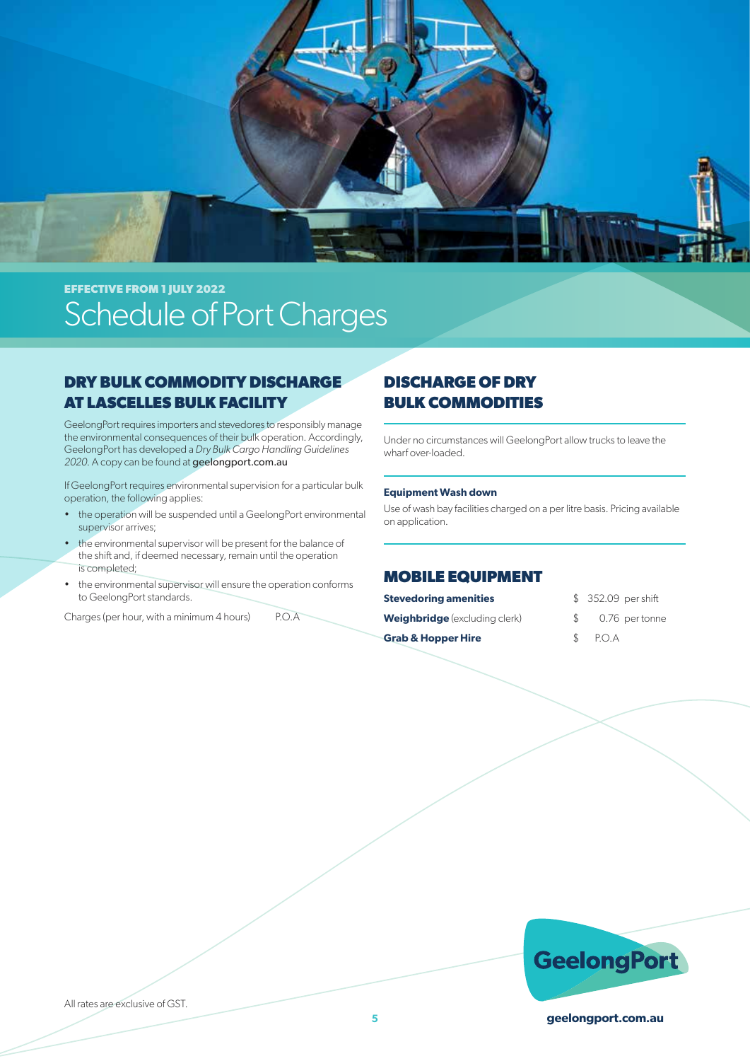EFFECTIVE FROM 1 JULY 2022

# Schedule of Port Charges

## DRY BULK COMMODITY DISCHARGE AT LASCELLES BULK FACILITY

GeelongPort requires importers and stevedores to responsibly manage the environmental consequences of their bulk operation. Accordingly, GeelongPort has developed a *Dry Bulk Cargo Handling Guidelines 2020*. A copy can be found at geelongport.com.au

If GeelongPort requires environmental supervision for a particular bulk operation, the following applies:

- the operation will be suspended until a GeelongPort environmental supervisor arrives;
- the environmental supervisor will be present for the balance of the shift and, if deemed necessary, remain until the operation is completed;
- the environmental supervisor will ensure the operation conforms to GeelongPort standards.

| | |
|---|---|
| Charges (per hour, with a minimum 4 hours) | P.O.A |

## DISCHARGE OF DRY BULK COMMODITIES

Under no circumstances will GeelongPort allow trucks to leave the wharf over-loaded.

**Equipment Wash down**

Use of wash bay facilities charged on a per litre basis. Pricing available on application.

## MOBILE EQUIPMENT

| | | |
|---|---|---|
| **Stevedoring amenities** | $ 352.09 | per shift |
| **Weighbridge** (excluding clerk) | $ 0.76 | per tonne |
| **Grab & Hopper Hire** | $ P.O.A | |

All rates are exclusive of GST.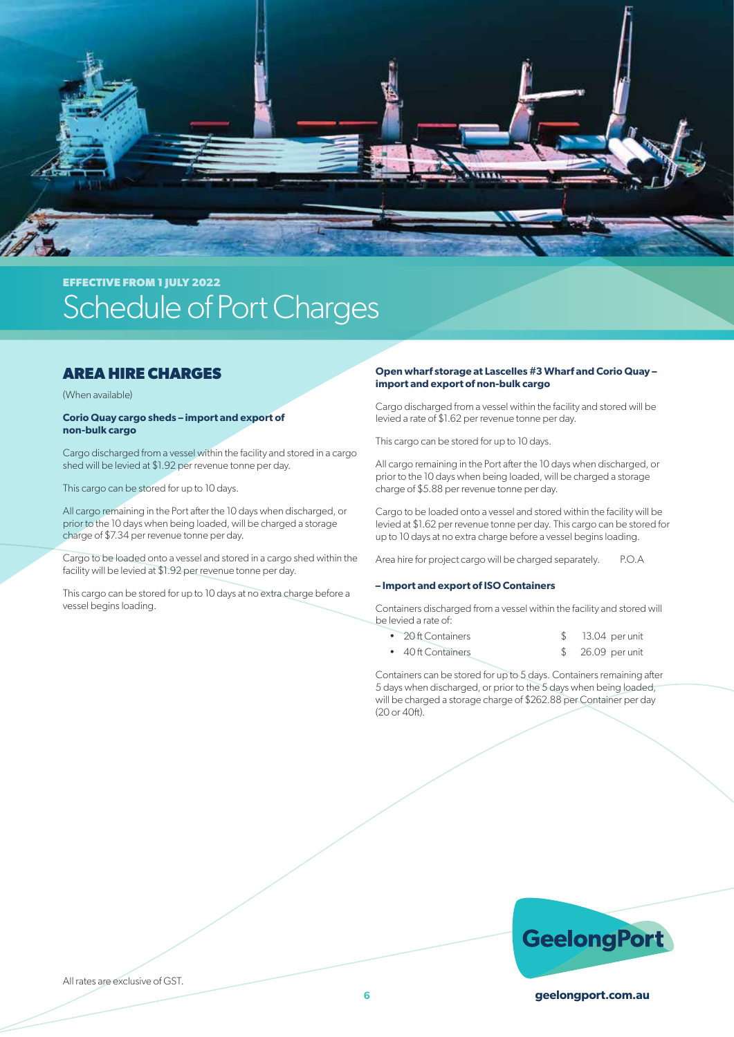EFFECTIVE FROM 1 JULY 2022

# Schedule of Port Charges

## AREA HIRE CHARGES

(When available)

**Corio Quay cargo sheds – import and export of non-bulk cargo**

Cargo discharged from a vessel within the facility and stored in a cargo shed will be levied at $1.92 per revenue tonne per day.

This cargo can be stored for up to 10 days.

All cargo remaining in the Port after the 10 days when discharged, or prior to the 10 days when being loaded, will be charged a storage charge of $7.34 per revenue tonne per day.

Cargo to be loaded onto a vessel and stored in a cargo shed within the facility will be levied at $1.92 per revenue tonne per day.

This cargo can be stored for up to 10 days at no extra charge before a vessel begins loading.

**Open wharf storage at Lascelles #3 Wharf and Corio Quay – import and export of non-bulk cargo**

Cargo discharged from a vessel within the facility and stored will be levied a rate of $1.62 per revenue tonne per day.

This cargo can be stored for up to 10 days.

All cargo remaining in the Port after the 10 days when discharged, or prior to the 10 days when being loaded, will be charged a storage charge of $5.88 per revenue tonne per day.

Cargo to be loaded onto a vessel and stored within the facility will be levied at $1.62 per revenue tonne per day. This cargo can be stored for up to 10 days at no extra charge before a vessel begins loading.

Area hire for project cargo will be charged separately. P.O.A

**– Import and export of ISO Containers**

Containers discharged from a vessel within the facility and stored will be levied a rate of:

| | | |
|---|---|---|
| • 20 ft Containers | $ | 13.04 per unit |
| • 40 ft Containers | $ | 26.09 per unit |

Containers can be stored for up to 5 days. Containers remaining after 5 days when discharged, or prior to the 5 days when being loaded, will be charged a storage charge of $262.88 per Container per day (20 or 40ft).

All rates are exclusive of GST.

GeelongPort

geelongport.com.au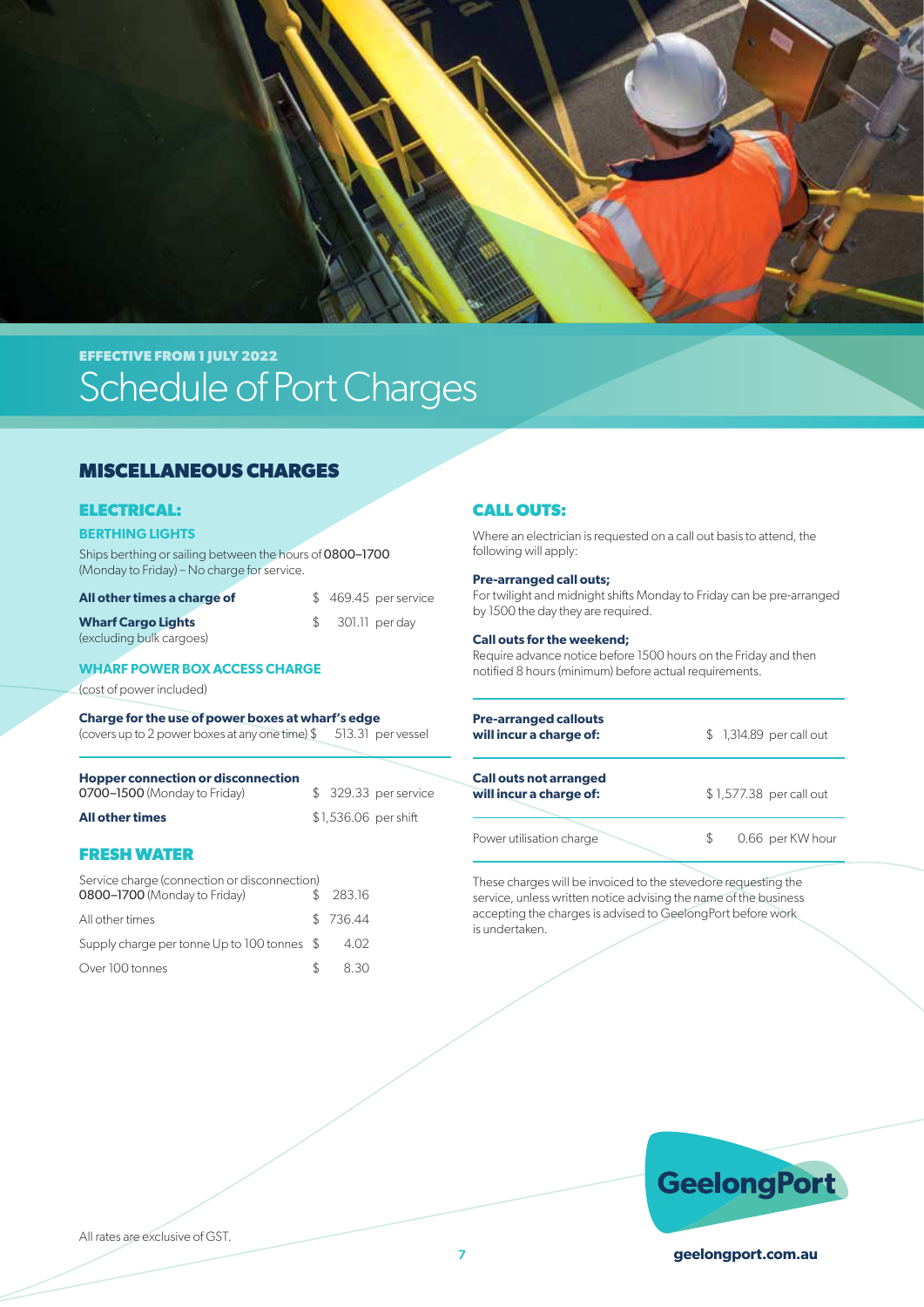EFFECTIVE FROM 1 JULY 2022

# Schedule of Port Charges

## MISCELLANEOUS CHARGES

### ELECTRICAL:

#### BERTHING LIGHTS

Ships berthing or sailing between the hours of 0800–1700 (Monday to Friday) – No charge for service.

| | | |
|---|---|---|
| **All other times a charge of** | $ 469.45 | per service |
| **Wharf Cargo Lights** (excluding bulk cargoes) | $ 301.11 | per day |

#### WHARF POWER BOX ACCESS CHARGE

(cost of power included)

| | | |
|---|---|---|
| **Charge for the use of power boxes at wharf's edge** (covers up to 2 power boxes at any one time) | $ 513.31 | per vessel |
| **Hopper connection or disconnection** 0700–1500 (Monday to Friday) | $ 329.33 | per service |
| **All other times** | $1,536.06 | per shift |

### FRESH WATER

| | |
|---|---|
| Service charge (connection or disconnection) 0800–1700 (Monday to Friday) | $ 283.16 |
| All other times | $ 736.44 |
| Supply charge per tonne Up to 100 tonnes | $ 4.02 |
| Over 100 tonnes | $ 8.30 |

### CALL OUTS:

Where an electrician is requested on a call out basis to attend, the following will apply:

**Pre-arranged call outs;**
For twilight and midnight shifts Monday to Friday can be pre-arranged by 1500 the day they are required.

**Call outs for the weekend;**
Require advance notice before 1500 hours on the Friday and then notified 8 hours (minimum) before actual requirements.

| | | |
|---|---|---|
| **Pre-arranged callouts will incur a charge of:** | $ 1,314.89 | per call out |
| **Call outs not arranged will incur a charge of:** | $ 1,577.38 | per call out |
| Power utilisation charge | $ 0.66 | per KW hour |

These charges will be invoiced to the stevedore requesting the service, unless written notice advising the name of the business accepting the charges is advised to GeelongPort before work is undertaken.

All rates are exclusive of GST.

GeelongPort

geelongport.com.au